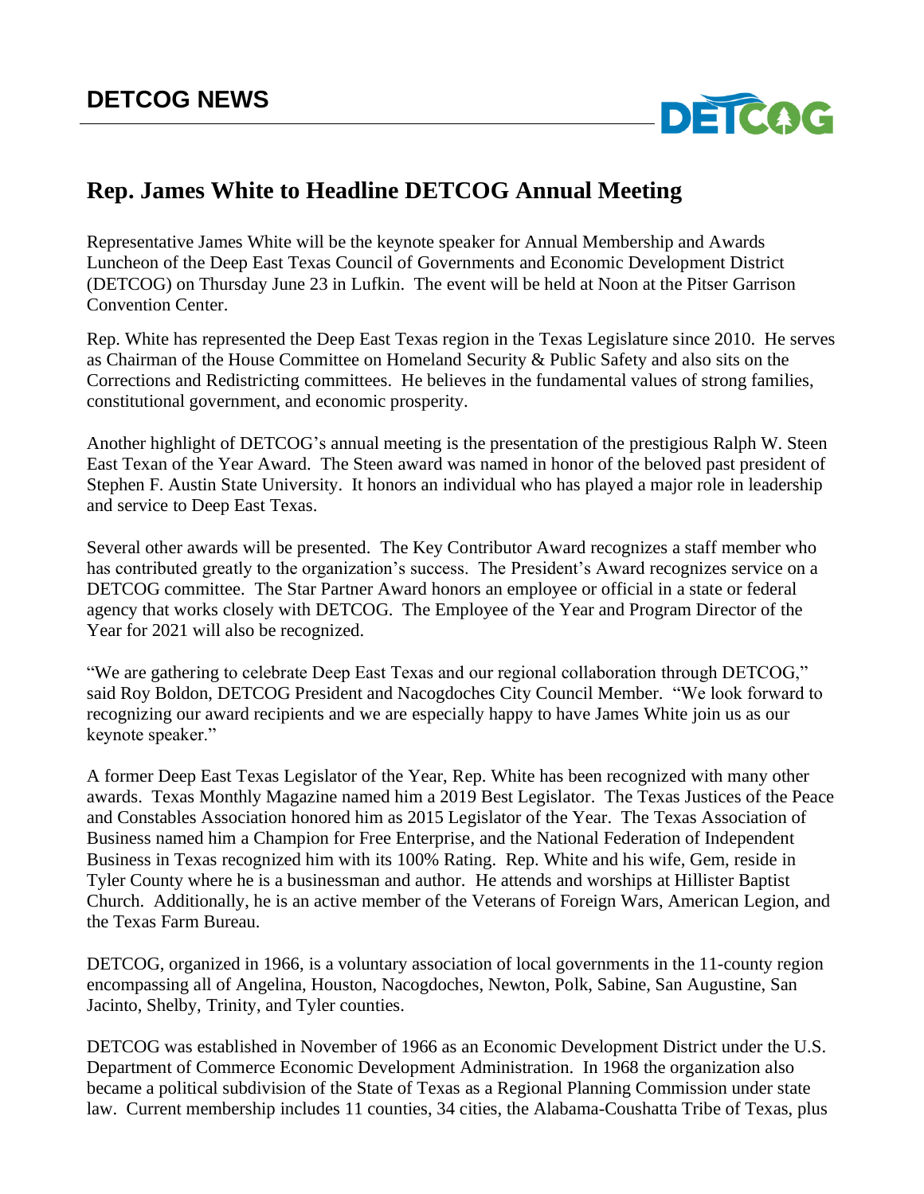# DETCOG NEWS

## Rep. James White to Headline DETCOG Annual Meeting

Representative James White will be the keynote speaker for Annual Membership and Awards Luncheon of the Deep East Texas Council of Governments and Economic Development District (DETCOG) on Thursday June 23 in Lufkin. The event will be held at Noon at the Pitser Garrison Convention Center.

Rep. White has represented the Deep East Texas region in the Texas Legislature since 2010. He serves as Chairman of the House Committee on Homeland Security & Public Safety and also sits on the Corrections and Redistricting committees. He believes in the fundamental values of strong families, constitutional government, and economic prosperity.

Another highlight of DETCOG's annual meeting is the presentation of the prestigious Ralph W. Steen East Texan of the Year Award. The Steen award was named in honor of the beloved past president of Stephen F. Austin State University. It honors an individual who has played a major role in leadership and service to Deep East Texas.

Several other awards will be presented. The Key Contributor Award recognizes a staff member who has contributed greatly to the organization's success. The President's Award recognizes service on a DETCOG committee. The Star Partner Award honors an employee or official in a state or federal agency that works closely with DETCOG. The Employee of the Year and Program Director of the Year for 2021 will also be recognized.

"We are gathering to celebrate Deep East Texas and our regional collaboration through DETCOG," said Roy Boldon, DETCOG President and Nacogdoches City Council Member. "We look forward to recognizing our award recipients and we are especially happy to have James White join us as our keynote speaker."

A former Deep East Texas Legislator of the Year, Rep. White has been recognized with many other awards. Texas Monthly Magazine named him a 2019 Best Legislator. The Texas Justices of the Peace and Constables Association honored him as 2015 Legislator of the Year. The Texas Association of Business named him a Champion for Free Enterprise, and the National Federation of Independent Business in Texas recognized him with its 100% Rating. Rep. White and his wife, Gem, reside in Tyler County where he is a businessman and author. He attends and worships at Hillister Baptist Church. Additionally, he is an active member of the Veterans of Foreign Wars, American Legion, and the Texas Farm Bureau.

DETCOG, organized in 1966, is a voluntary association of local governments in the 11-county region encompassing all of Angelina, Houston, Nacogdoches, Newton, Polk, Sabine, San Augustine, San Jacinto, Shelby, Trinity, and Tyler counties.

DETCOG was established in November of 1966 as an Economic Development District under the U.S. Department of Commerce Economic Development Administration. In 1968 the organization also became a political subdivision of the State of Texas as a Regional Planning Commission under state law. Current membership includes 11 counties, 34 cities, the Alabama-Coushatta Tribe of Texas, plus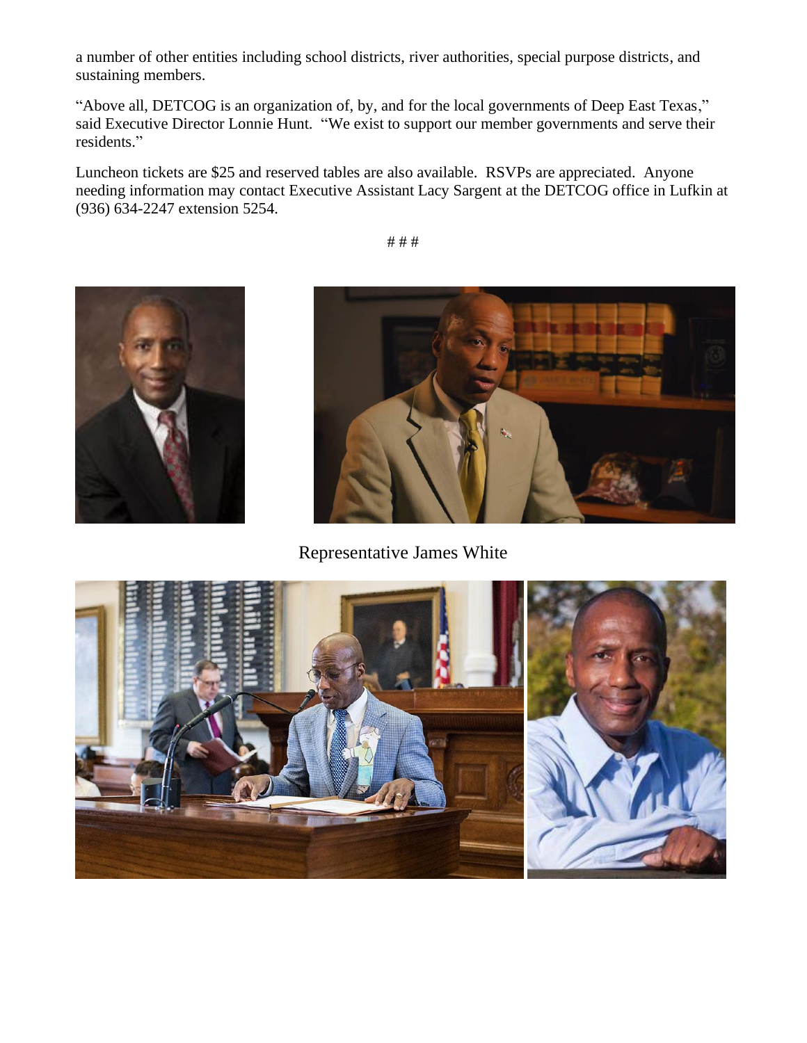a number of other entities including school districts, river authorities, special purpose districts, and sustaining members.

"Above all, DETCOG is an organization of, by, and for the local governments of Deep East Texas," said Executive Director Lonnie Hunt. "We exist to support our member governments and serve their residents."

Luncheon tickets are $25 and reserved tables are also available. RSVPs are appreciated. Anyone needing information may contact Executive Assistant Lacy Sargent at the DETCOG office in Lufkin at (936) 634-2247 extension 5254.

# # #

Representative James White